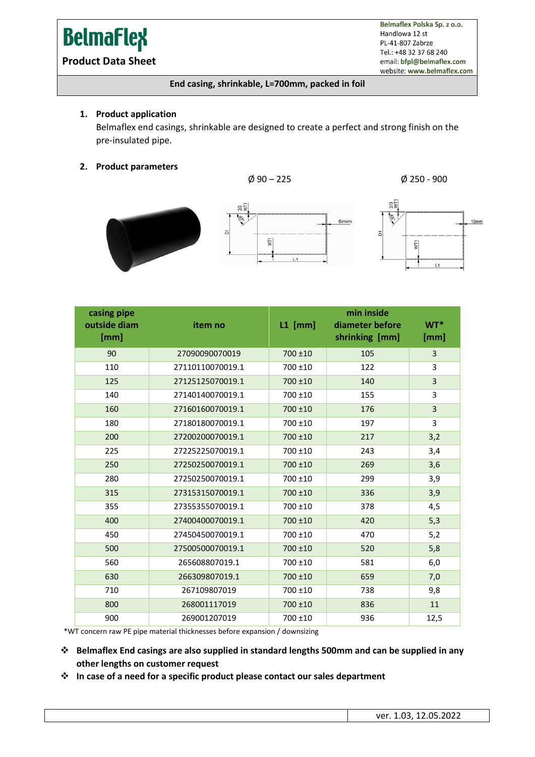# BelmaFlex

**Product Data Sheet**

**Belmaflex Polska Sp. z o.o.**
Handlowa 12 st
PL-41-807 Zabrze
Tel.: +48 32 37 68 240
email: **bfpl@belmaflex.com**
website: **www.belmaflex.com**

**End casing, shrinkable, L=700mm, packed in foil**

1. **Product application**

   Belmaflex end casings, shrinkable are designed to create a perfect and strong finish on the pre-insulated pipe.

2. **Product parameters**

Ø 90 – 225

Ø 250 - 900

| casing pipe outside diam [mm] | item no | L1 [mm] | min inside diameter before shrinking [mm] | WT* [mm] |
|---|---|---|---|---|
| 90 | 27090090070019 | 700 ±10 | 105 | 3 |
| 110 | 27110110070019.1 | 700 ±10 | 122 | 3 |
| 125 | 27125125070019.1 | 700 ±10 | 140 | 3 |
| 140 | 27140140070019.1 | 700 ±10 | 155 | 3 |
| 160 | 27160160070019.1 | 700 ±10 | 176 | 3 |
| 180 | 27180180070019.1 | 700 ±10 | 197 | 3 |
| 200 | 27200200070019.1 | 700 ±10 | 217 | 3,2 |
| 225 | 27225225070019.1 | 700 ±10 | 243 | 3,4 |
| 250 | 27250250070019.1 | 700 ±10 | 269 | 3,6 |
| 280 | 27250250070019.1 | 700 ±10 | 299 | 3,9 |
| 315 | 27315315070019.1 | 700 ±10 | 336 | 3,9 |
| 355 | 27355355070019.1 | 700 ±10 | 378 | 4,5 |
| 400 | 27400400070019.1 | 700 ±10 | 420 | 5,3 |
| 450 | 27450450070019.1 | 700 ±10 | 470 | 5,2 |
| 500 | 27500500070019.1 | 700 ±10 | 520 | 5,8 |
| 560 | 265608807019.1 | 700 ±10 | 581 | 6,0 |
| 630 | 263309807019.1 | 700 ±10 | 659 | 7,0 |
| 710 | 267109807019 | 700 ±10 | 738 | 9,8 |
| 800 | 268001117019 | 700 ±10 | 836 | 11 |
| 900 | 269001207019 | 700 ±10 | 936 | 12,5 |

*WT concern raw PE pipe material thicknesses before expansion / downsizing

- **Belmaflex End casings are also supplied in standard lengths 500mm and can be supplied in any other lengths on customer request**
- **In case of a need for a specific product please contact our sales department**

ver. 1.03, 12.05.2022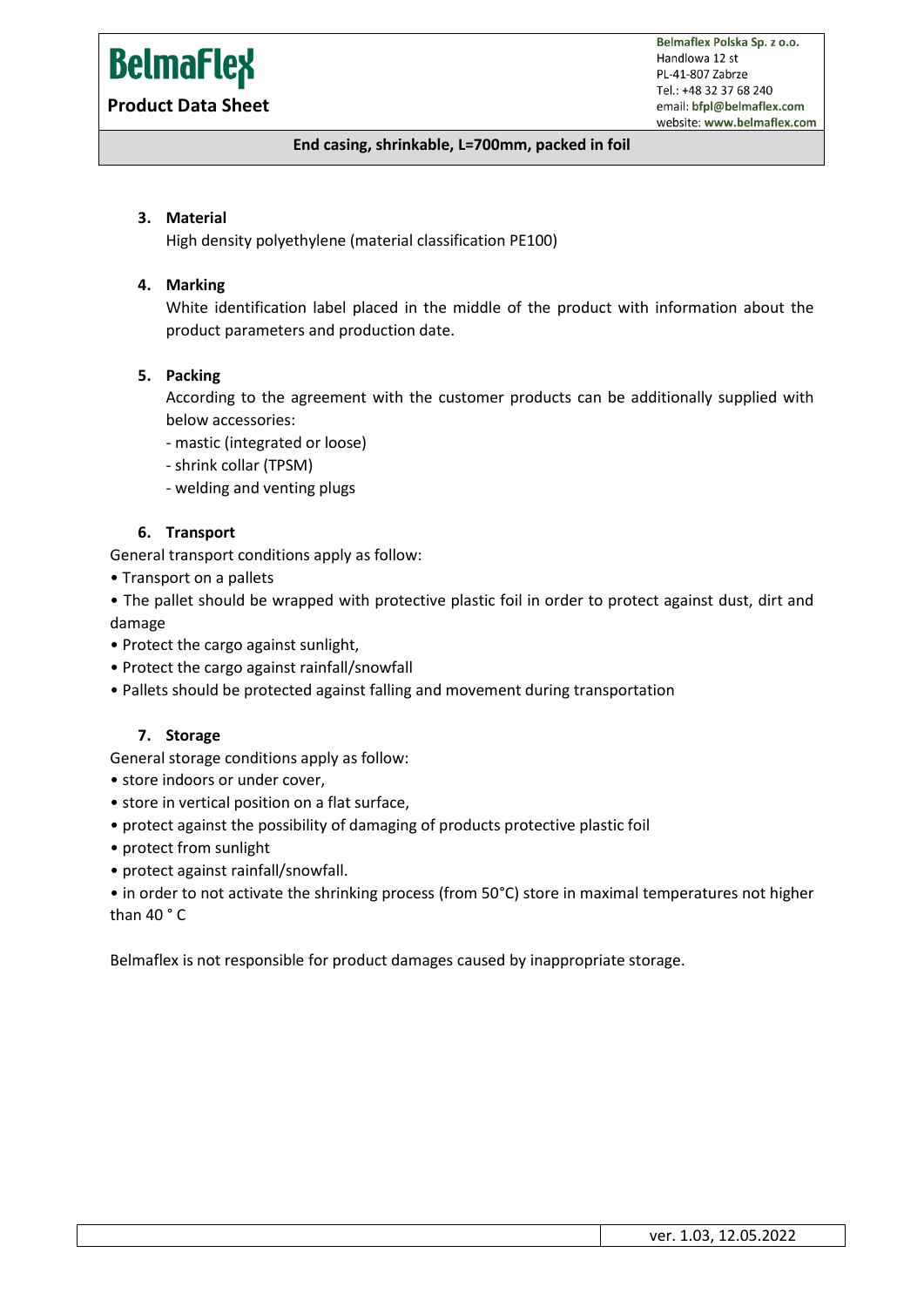### 3. Material

High density polyethylene (material classification PE100)

### 4. Marking

White identification label placed in the middle of the product with information about the product parameters and production date.

### 5. Packing

According to the agreement with the customer products can be additionally supplied with below accessories:

- mastic (integrated or loose)
- shrink collar (TPSM)
- welding and venting plugs

### 6. Transport

General transport conditions apply as follow:

• Transport on a pallets

• The pallet should be wrapped with protective plastic foil in order to protect against dust, dirt and damage

• Protect the cargo against sunlight,

• Protect the cargo against rainfall/snowfall

• Pallets should be protected against falling and movement during transportation

### 7. Storage

General storage conditions apply as follow:

• store indoors or under cover,

• store in vertical position on a flat surface,

• protect against the possibility of damaging of products protective plastic foil

• protect from sunlight

• protect against rainfall/snowfall.

• in order to not activate the shrinking process (from 50°C) store in maximal temperatures not higher than 40 ° C

Belmaflex is not responsible for product damages caused by inappropriate storage.